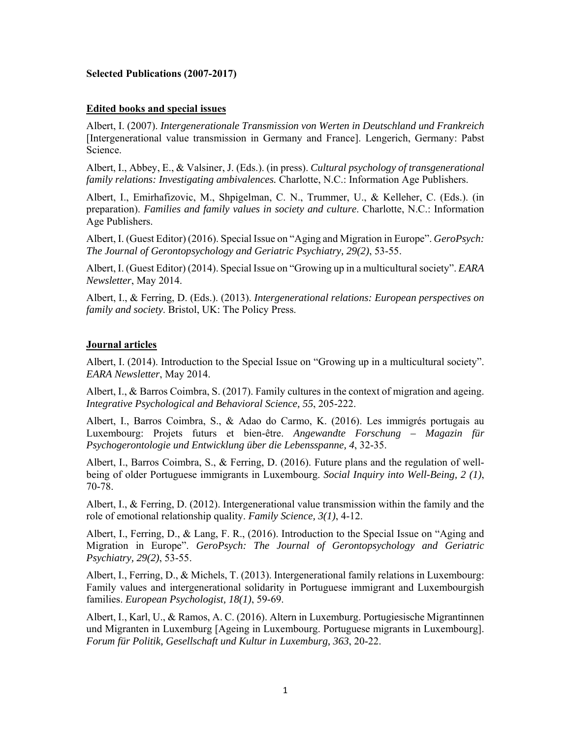**Selected Publications (2007-2017)**

## Edited books and special issues

Albert, I. (2007). *Intergenerationale Transmission von Werten in Deutschland und Frankreich* [Intergenerational value transmission in Germany and France]. Lengerich, Germany: Pabst Science.

Albert, I., Abbey, E., & Valsiner, J. (Eds.). (in press). *Cultural psychology of transgenerational family relations: Investigating ambivalences.* Charlotte, N.C.: Information Age Publishers.

Albert, I., Emirhafizovic, M., Shpigelman, C. N., Trummer, U., & Kelleher, C. (Eds.). (in preparation). *Families and family values in society and culture*. Charlotte, N.C.: Information Age Publishers.

Albert, I. (Guest Editor) (2016). Special Issue on "Aging and Migration in Europe". *GeroPsych: The Journal of Gerontopsychology and Geriatric Psychiatry, 29(2)*, 53-55.

Albert, I. (Guest Editor) (2014). Special Issue on "Growing up in a multicultural society". *EARA Newsletter*, May 2014.

Albert, I., & Ferring, D. (Eds.). (2013). *Intergenerational relations: European perspectives on family and society*. Bristol, UK: The Policy Press.

## Journal articles

Albert, I. (2014). Introduction to the Special Issue on "Growing up in a multicultural society". *EARA Newsletter*, May 2014.

Albert, I., & Barros Coimbra, S. (2017). Family cultures in the context of migration and ageing. *Integrative Psychological and Behavioral Science, 55*, 205-222.

Albert, I., Barros Coimbra, S., & Adao do Carmo, K. (2016). Les immigrés portugais au Luxembourg: Projets futurs et bien-être. *Angewandte Forschung – Magazin für Psychogerontologie und Entwicklung über die Lebensspanne, 4*, 32-35.

Albert, I., Barros Coimbra, S., & Ferring, D. (2016). Future plans and the regulation of well-being of older Portuguese immigrants in Luxembourg. *Social Inquiry into Well-Being, 2 (1)*, 70-78.

Albert, I., & Ferring, D. (2012). Intergenerational value transmission within the family and the role of emotional relationship quality. *Family Science, 3(1)*, 4-12.

Albert, I., Ferring, D., & Lang, F. R., (2016). Introduction to the Special Issue on "Aging and Migration in Europe". *GeroPsych: The Journal of Gerontopsychology and Geriatric Psychiatry, 29(2)*, 53-55.

Albert, I., Ferring, D., & Michels, T. (2013). Intergenerational family relations in Luxembourg: Family values and intergenerational solidarity in Portuguese immigrant and Luxembourgish families. *European Psychologist, 18(1)*, 59-69.

Albert, I., Karl, U., & Ramos, A. C. (2016). Altern in Luxemburg. Portugiesische Migrantinnen und Migranten in Luxemburg [Ageing in Luxembourg. Portuguese migrants in Luxembourg]. *Forum für Politik, Gesellschaft und Kultur in Luxemburg, 363*, 20-22.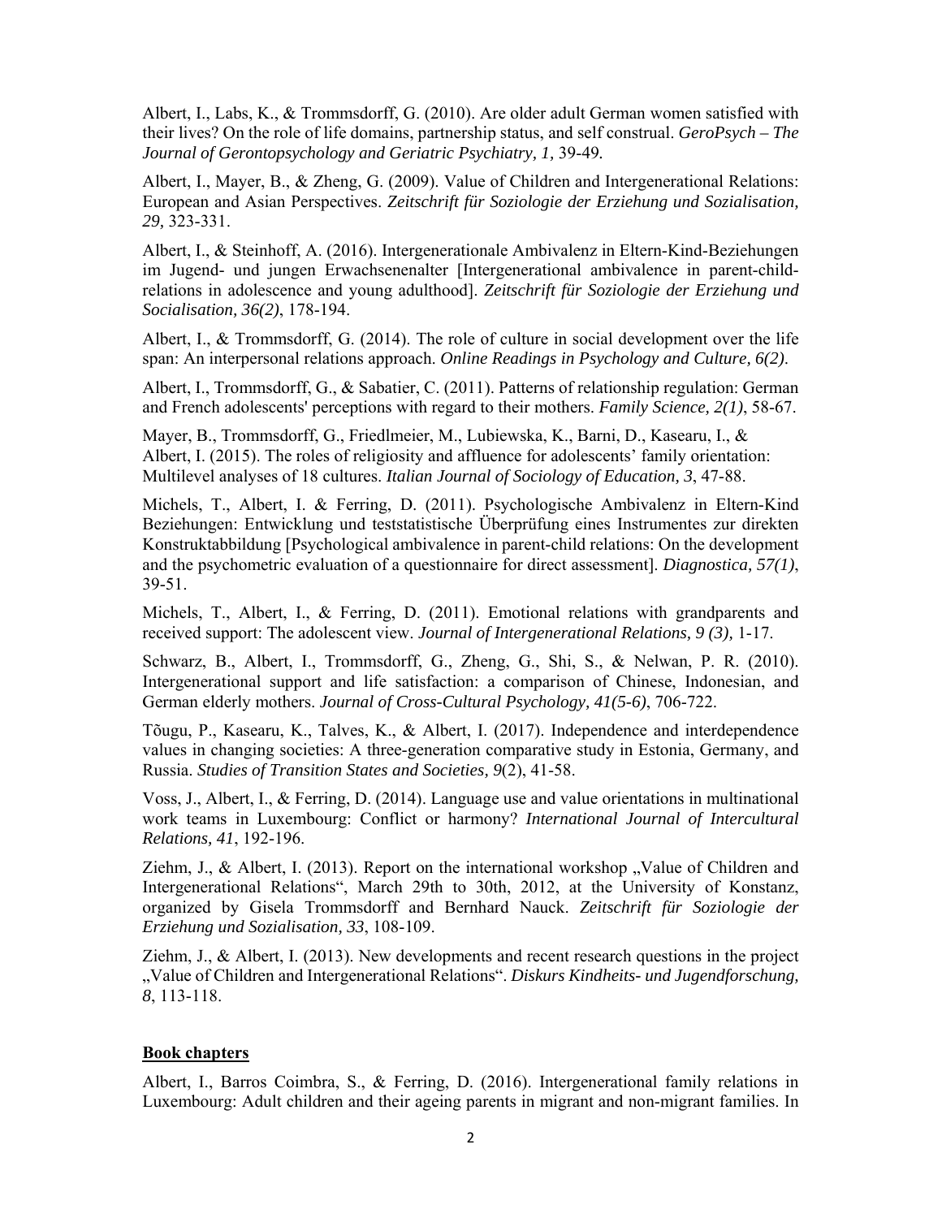Albert, I., Labs, K., & Trommsdorff, G. (2010). Are older adult German women satisfied with their lives? On the role of life domains, partnership status, and self construal. *GeroPsych – The Journal of Gerontopsychology and Geriatric Psychiatry, 1,* 39-49.

Albert, I., Mayer, B., & Zheng, G. (2009). Value of Children and Intergenerational Relations: European and Asian Perspectives. *Zeitschrift für Soziologie der Erziehung und Sozialisation, 29,* 323-331.

Albert, I., & Steinhoff, A. (2016). Intergenerationale Ambivalenz in Eltern-Kind-Beziehungen im Jugend- und jungen Erwachsenenalter [Intergenerational ambivalence in parent-child-relations in adolescence and young adulthood]. *Zeitschrift für Soziologie der Erziehung und Socialisation, 36(2)*, 178-194.

Albert, I., & Trommsdorff, G. (2014). The role of culture in social development over the life span: An interpersonal relations approach. *Online Readings in Psychology and Culture, 6(2)*.

Albert, I., Trommsdorff, G., & Sabatier, C. (2011). Patterns of relationship regulation: German and French adolescents' perceptions with regard to their mothers. *Family Science, 2(1)*, 58-67.

Mayer, B., Trommsdorff, G., Friedlmeier, M., Lubiewska, K., Barni, D., Kasearu, I., & Albert, I. (2015). The roles of religiosity and affluence for adolescents' family orientation: Multilevel analyses of 18 cultures. *Italian Journal of Sociology of Education, 3*, 47-88.

Michels, T., Albert, I. & Ferring, D. (2011). Psychologische Ambivalenz in Eltern-Kind Beziehungen: Entwicklung und teststatistische Überprüfung eines Instrumentes zur direkten Konstruktabbildung [Psychological ambivalence in parent-child relations: On the development and the psychometric evaluation of a questionnaire for direct assessment]. *Diagnostica, 57(1)*, 39-51.

Michels, T., Albert, I., & Ferring, D. (2011). Emotional relations with grandparents and received support: The adolescent view. *Journal of Intergenerational Relations, 9 (3),* 1-17.

Schwarz, B., Albert, I., Trommsdorff, G., Zheng, G., Shi, S., & Nelwan, P. R. (2010). Intergenerational support and life satisfaction: a comparison of Chinese, Indonesian, and German elderly mothers. *Journal of Cross-Cultural Psychology, 41(5-6)*, 706-722.

Tõugu, P., Kasearu, K., Talves, K., & Albert, I. (2017). Independence and interdependence values in changing societies: A three-generation comparative study in Estonia, Germany, and Russia. *Studies of Transition States and Societies, 9*(2), 41-58.

Voss, J., Albert, I., & Ferring, D. (2014). Language use and value orientations in multinational work teams in Luxembourg: Conflict or harmony? *International Journal of Intercultural Relations, 41*, 192-196.

Ziehm, J., & Albert, I. (2013). Report on the international workshop „Value of Children and Intergenerational Relations", March 29th to 30th, 2012, at the University of Konstanz, organized by Gisela Trommsdorff and Bernhard Nauck. *Zeitschrift für Soziologie der Erziehung und Sozialisation, 33*, 108-109.

Ziehm, J., & Albert, I. (2013). New developments and recent research questions in the project „Value of Children and Intergenerational Relations". *Diskurs Kindheits- und Jugendforschung, 8*, 113-118.

## Book chapters

Albert, I., Barros Coimbra, S., & Ferring, D. (2016). Intergenerational family relations in Luxembourg: Adult children and their ageing parents in migrant and non-migrant families. In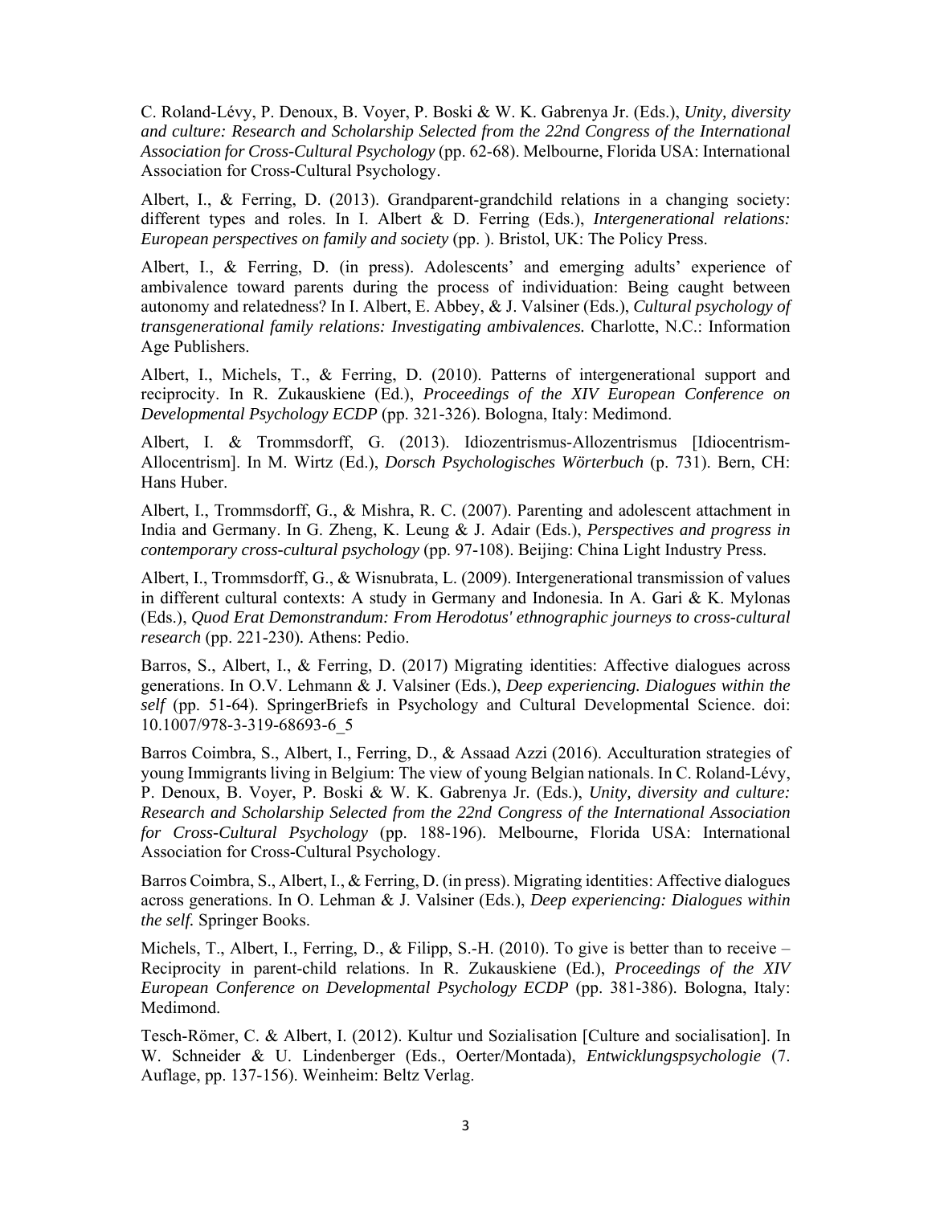C. Roland-Lévy, P. Denoux, B. Voyer, P. Boski & W. K. Gabrenya Jr. (Eds.), *Unity, diversity and culture: Research and Scholarship Selected from the 22nd Congress of the International Association for Cross-Cultural Psychology* (pp. 62-68). Melbourne, Florida USA: International Association for Cross-Cultural Psychology.

Albert, I., & Ferring, D. (2013). Grandparent-grandchild relations in a changing society: different types and roles. In I. Albert & D. Ferring (Eds.), *Intergenerational relations: European perspectives on family and society* (pp. ). Bristol, UK: The Policy Press.

Albert, I., & Ferring, D. (in press). Adolescents' and emerging adults' experience of ambivalence toward parents during the process of individuation: Being caught between autonomy and relatedness? In I. Albert, E. Abbey, & J. Valsiner (Eds.), *Cultural psychology of transgenerational family relations: Investigating ambivalences.* Charlotte, N.C.: Information Age Publishers.

Albert, I., Michels, T., & Ferring, D. (2010). Patterns of intergenerational support and reciprocity. In R. Zukauskiene (Ed.), *Proceedings of the XIV European Conference on Developmental Psychology ECDP* (pp. 321-326). Bologna, Italy: Medimond.

Albert, I. & Trommsdorff, G. (2013). Idiozentrismus-Allozentrismus [Idiocentrism-Allocentrism]. In M. Wirtz (Ed.), *Dorsch Psychologisches Wörterbuch* (p. 731). Bern, CH: Hans Huber.

Albert, I., Trommsdorff, G., & Mishra, R. C. (2007). Parenting and adolescent attachment in India and Germany. In G. Zheng, K. Leung & J. Adair (Eds.), *Perspectives and progress in contemporary cross-cultural psychology* (pp. 97-108). Beijing: China Light Industry Press.

Albert, I., Trommsdorff, G., & Wisnubrata, L. (2009). Intergenerational transmission of values in different cultural contexts: A study in Germany and Indonesia. In A. Gari & K. Mylonas (Eds.), *Quod Erat Demonstrandum: From Herodotus' ethnographic journeys to cross-cultural research* (pp. 221-230). Athens: Pedio.

Barros, S., Albert, I., & Ferring, D. (2017) Migrating identities: Affective dialogues across generations. In O.V. Lehmann & J. Valsiner (Eds.), *Deep experiencing. Dialogues within the self* (pp. 51-64). SpringerBriefs in Psychology and Cultural Developmental Science. doi: 10.1007/978-3-319-68693-6_5

Barros Coimbra, S., Albert, I., Ferring, D., & Assaad Azzi (2016). Acculturation strategies of young Immigrants living in Belgium: The view of young Belgian nationals. In C. Roland-Lévy, P. Denoux, B. Voyer, P. Boski & W. K. Gabrenya Jr. (Eds.), *Unity, diversity and culture: Research and Scholarship Selected from the 22nd Congress of the International Association for Cross-Cultural Psychology* (pp. 188-196). Melbourne, Florida USA: International Association for Cross-Cultural Psychology.

Barros Coimbra, S., Albert, I., & Ferring, D. (in press). Migrating identities: Affective dialogues across generations. In O. Lehman & J. Valsiner (Eds.), *Deep experiencing: Dialogues within the self.* Springer Books.

Michels, T., Albert, I., Ferring, D., & Filipp, S.-H. (2010). To give is better than to receive – Reciprocity in parent-child relations. In R. Zukauskiene (Ed.), *Proceedings of the XIV European Conference on Developmental Psychology ECDP* (pp. 381-386). Bologna, Italy: Medimond.

Tesch-Römer, C. & Albert, I. (2012). Kultur und Sozialisation [Culture and socialisation]. In W. Schneider & U. Lindenberger (Eds., Oerter/Montada), *Entwicklungspsychologie* (7. Auflage, pp. 137-156). Weinheim: Beltz Verlag.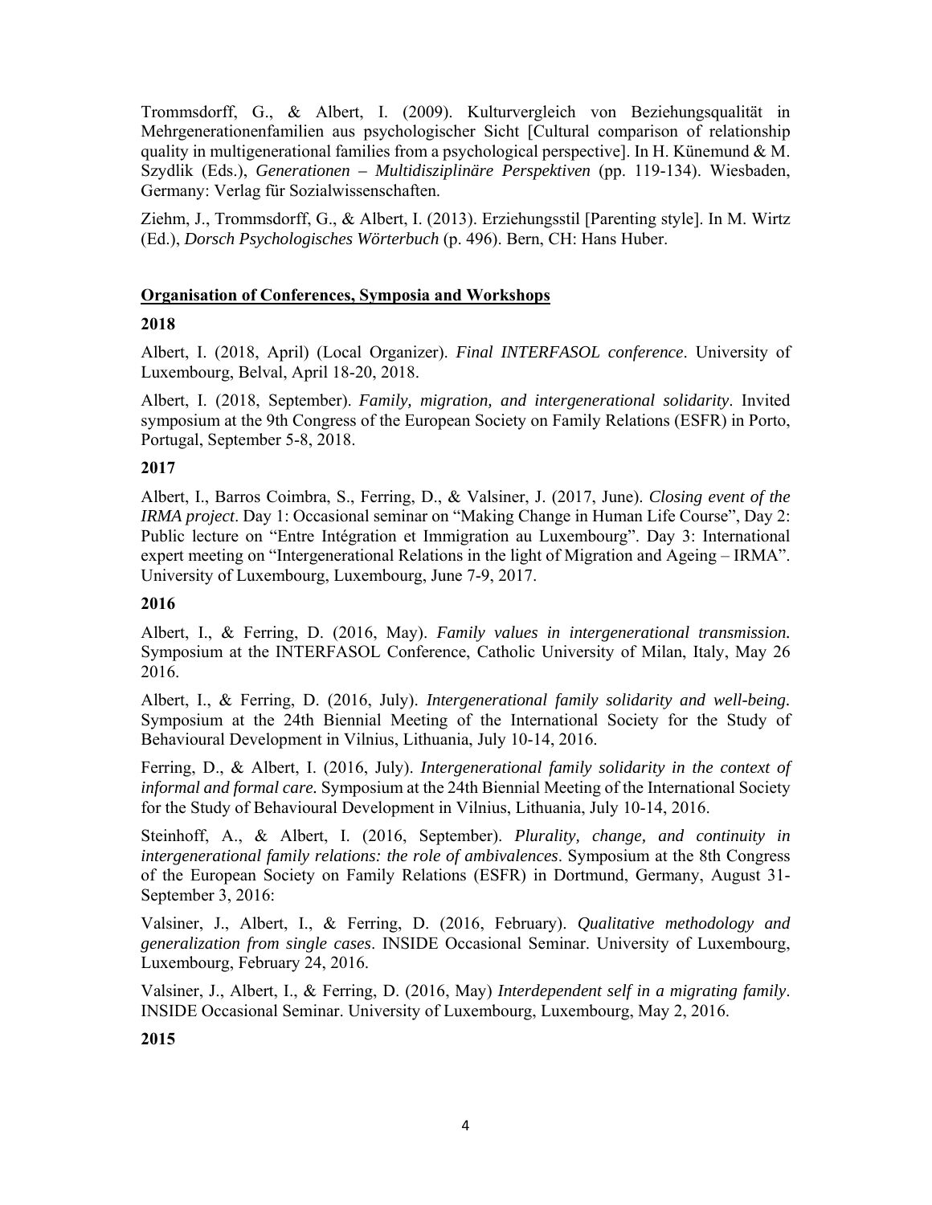Trommsdorff, G., & Albert, I. (2009). Kulturvergleich von Beziehungsqualität in Mehrgenerationenfamilien aus psychologischer Sicht [Cultural comparison of relationship quality in multigenerational families from a psychological perspective]. In H. Künemund & M. Szydlik (Eds.), *Generationen – Multidisziplinäre Perspektiven* (pp. 119-134). Wiesbaden, Germany: Verlag für Sozialwissenschaften.

Ziehm, J., Trommsdorff, G., & Albert, I. (2013). Erziehungsstil [Parenting style]. In M. Wirtz (Ed.), *Dorsch Psychologisches Wörterbuch* (p. 496). Bern, CH: Hans Huber.

## Organisation of Conferences, Symposia and Workshops

### 2018

Albert, I. (2018, April) (Local Organizer). *Final INTERFASOL conference*. University of Luxembourg, Belval, April 18-20, 2018.

Albert, I. (2018, September). *Family, migration, and intergenerational solidarity*. Invited symposium at the 9th Congress of the European Society on Family Relations (ESFR) in Porto, Portugal, September 5-8, 2018.

### 2017

Albert, I., Barros Coimbra, S., Ferring, D., & Valsiner, J. (2017, June). *Closing event of the IRMA project*. Day 1: Occasional seminar on "Making Change in Human Life Course", Day 2: Public lecture on "Entre Intégration et Immigration au Luxembourg". Day 3: International expert meeting on "Intergenerational Relations in the light of Migration and Ageing – IRMA". University of Luxembourg, Luxembourg, June 7-9, 2017.

### 2016

Albert, I., & Ferring, D. (2016, May). *Family values in intergenerational transmission.* Symposium at the INTERFASOL Conference, Catholic University of Milan, Italy, May 26 2016.

Albert, I., & Ferring, D. (2016, July). *Intergenerational family solidarity and well-being.* Symposium at the 24th Biennial Meeting of the International Society for the Study of Behavioural Development in Vilnius, Lithuania, July 10-14, 2016.

Ferring, D., & Albert, I. (2016, July). *Intergenerational family solidarity in the context of informal and formal care.* Symposium at the 24th Biennial Meeting of the International Society for the Study of Behavioural Development in Vilnius, Lithuania, July 10-14, 2016.

Steinhoff, A., & Albert, I. (2016, September). *Plurality, change, and continuity in intergenerational family relations: the role of ambivalences*. Symposium at the 8th Congress of the European Society on Family Relations (ESFR) in Dortmund, Germany, August 31-September 3, 2016:

Valsiner, J., Albert, I., & Ferring, D. (2016, February). *Qualitative methodology and generalization from single cases*. INSIDE Occasional Seminar. University of Luxembourg, Luxembourg, February 24, 2016.

Valsiner, J., Albert, I., & Ferring, D. (2016, May) *Interdependent self in a migrating family*. INSIDE Occasional Seminar. University of Luxembourg, Luxembourg, May 2, 2016.

### 2015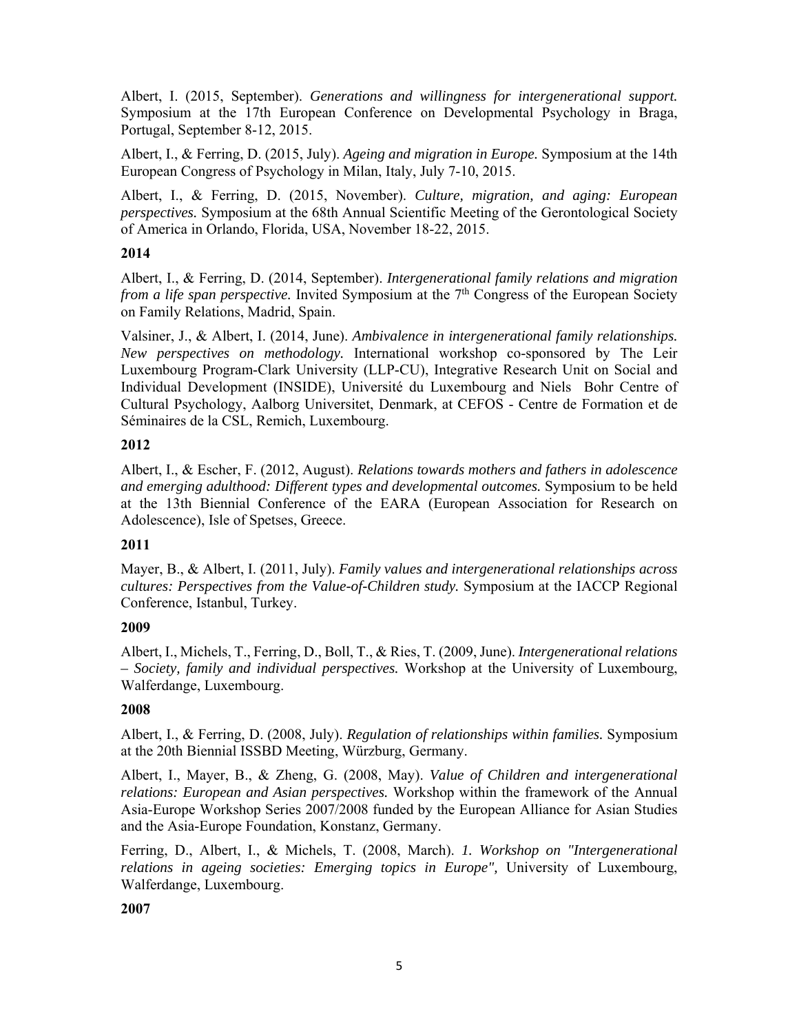Albert, I. (2015, September). *Generations and willingness for intergenerational support.* Symposium at the 17th European Conference on Developmental Psychology in Braga, Portugal, September 8-12, 2015.

Albert, I., & Ferring, D. (2015, July). *Ageing and migration in Europe.* Symposium at the 14th European Congress of Psychology in Milan, Italy, July 7-10, 2015.

Albert, I., & Ferring, D. (2015, November). *Culture, migration, and aging: European perspectives.* Symposium at the 68th Annual Scientific Meeting of the Gerontological Society of America in Orlando, Florida, USA, November 18-22, 2015.

**2014**

Albert, I., & Ferring, D. (2014, September). *Intergenerational family relations and migration from a life span perspective.* Invited Symposium at the 7th Congress of the European Society on Family Relations, Madrid, Spain.

Valsiner, J., & Albert, I. (2014, June). *Ambivalence in intergenerational family relationships. New perspectives on methodology.* International workshop co-sponsored by The Leir Luxembourg Program-Clark University (LLP-CU), Integrative Research Unit on Social and Individual Development (INSIDE), Université du Luxembourg and Niels Bohr Centre of Cultural Psychology, Aalborg Universitet, Denmark, at CEFOS - Centre de Formation et de Séminaires de la CSL, Remich, Luxembourg.

**2012**

Albert, I., & Escher, F. (2012, August). *Relations towards mothers and fathers in adolescence and emerging adulthood: Different types and developmental outcomes.* Symposium to be held at the 13th Biennial Conference of the EARA (European Association for Research on Adolescence), Isle of Spetses, Greece.

**2011**

Mayer, B., & Albert, I. (2011, July). *Family values and intergenerational relationships across cultures: Perspectives from the Value-of-Children study.* Symposium at the IACCP Regional Conference, Istanbul, Turkey.

**2009**

Albert, I., Michels, T., Ferring, D., Boll, T., & Ries, T. (2009, June). *Intergenerational relations – Society, family and individual perspectives.* Workshop at the University of Luxembourg, Walferdange, Luxembourg.

**2008**

Albert, I., & Ferring, D. (2008, July). *Regulation of relationships within families.* Symposium at the 20th Biennial ISSBD Meeting, Würzburg, Germany.

Albert, I., Mayer, B., & Zheng, G. (2008, May). *Value of Children and intergenerational relations: European and Asian perspectives.* Workshop within the framework of the Annual Asia-Europe Workshop Series 2007/2008 funded by the European Alliance for Asian Studies and the Asia-Europe Foundation, Konstanz, Germany.

Ferring, D., Albert, I., & Michels, T. (2008, March). *1. Workshop on "Intergenerational relations in ageing societies: Emerging topics in Europe",* University of Luxembourg, Walferdange, Luxembourg.

**2007**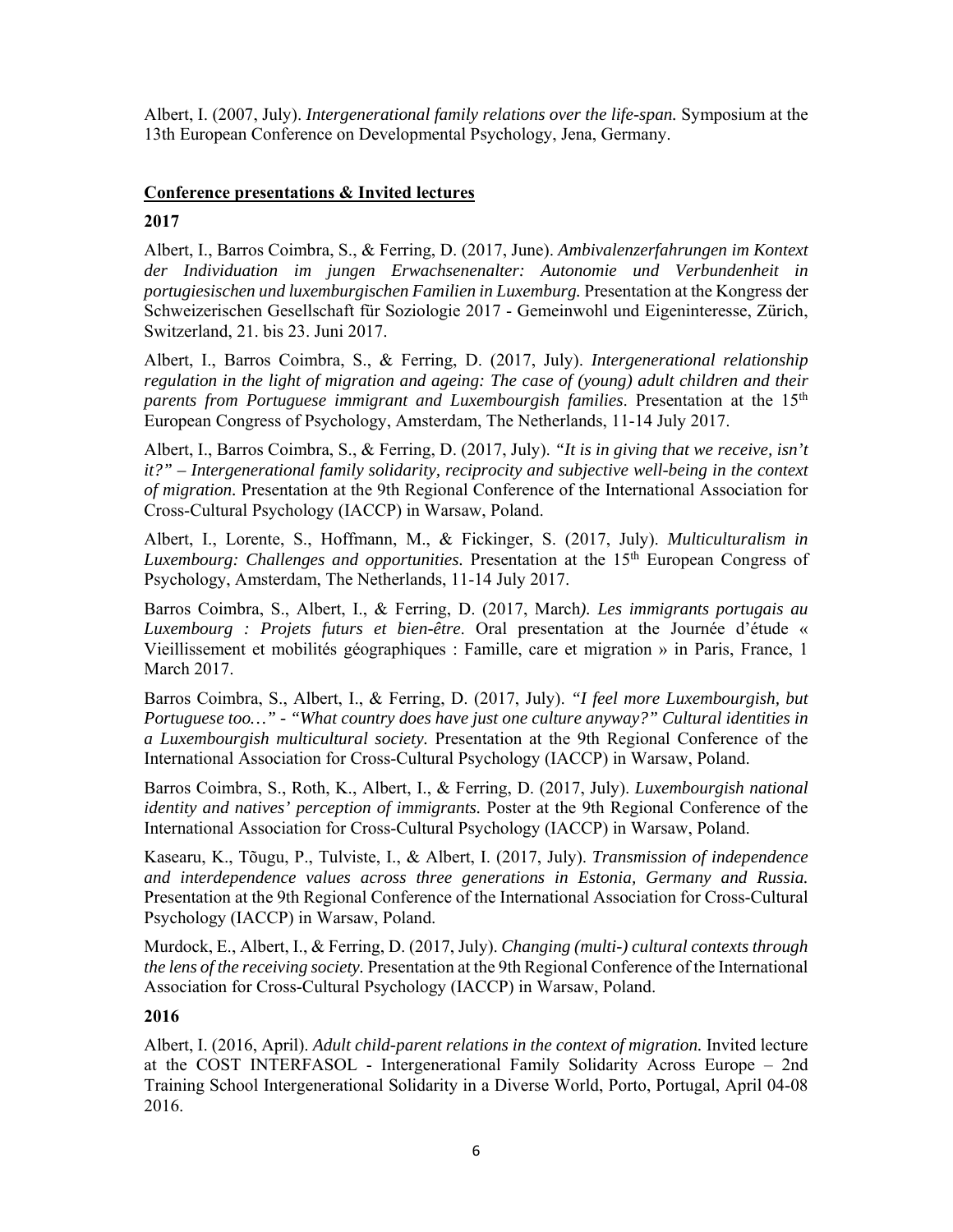Albert, I. (2007, July). *Intergenerational family relations over the life-span.* Symposium at the 13th European Conference on Developmental Psychology, Jena, Germany.

## Conference presentations & Invited lectures

### 2017

Albert, I., Barros Coimbra, S., & Ferring, D. (2017, June). *Ambivalenzerfahrungen im Kontext der Individuation im jungen Erwachsenenalter: Autonomie und Verbundenheit in portugiesischen und luxemburgischen Familien in Luxemburg.* Presentation at the Kongress der Schweizerischen Gesellschaft für Soziologie 2017 - Gemeinwohl und Eigeninteresse, Zürich, Switzerland, 21. bis 23. Juni 2017.

Albert, I., Barros Coimbra, S., & Ferring, D. (2017, July). *Intergenerational relationship regulation in the light of migration and ageing: The case of (young) adult children and their parents from Portuguese immigrant and Luxembourgish families*. Presentation at the 15th European Congress of Psychology, Amsterdam, The Netherlands, 11-14 July 2017.

Albert, I., Barros Coimbra, S., & Ferring, D. (2017, July). *"It is in giving that we receive, isn't it?" – Intergenerational family solidarity, reciprocity and subjective well-being in the context of migration.* Presentation at the 9th Regional Conference of the International Association for Cross-Cultural Psychology (IACCP) in Warsaw, Poland.

Albert, I., Lorente, S., Hoffmann, M., & Fickinger, S. (2017, July). *Multiculturalism in Luxembourg: Challenges and opportunities.* Presentation at the 15th European Congress of Psychology, Amsterdam, The Netherlands, 11-14 July 2017.

Barros Coimbra, S., Albert, I., & Ferring, D. (2017, March). *Les immigrants portugais au Luxembourg : Projets futurs et bien-être*. Oral presentation at the Journée d'étude « Vieillissement et mobilités géographiques : Famille, care et migration » in Paris, France, 1 March 2017.

Barros Coimbra, S., Albert, I., & Ferring, D. (2017, July). *"I feel more Luxembourgish, but Portuguese too…" - "What country does have just one culture anyway?" Cultural identities in a Luxembourgish multicultural society.* Presentation at the 9th Regional Conference of the International Association for Cross-Cultural Psychology (IACCP) in Warsaw, Poland.

Barros Coimbra, S., Roth, K., Albert, I., & Ferring, D. (2017, July). *Luxembourgish national identity and natives' perception of immigrants.* Poster at the 9th Regional Conference of the International Association for Cross-Cultural Psychology (IACCP) in Warsaw, Poland.

Kasearu, K., Tõugu, P., Tulviste, I., & Albert, I. (2017, July). *Transmission of independence and interdependence values across three generations in Estonia, Germany and Russia.* Presentation at the 9th Regional Conference of the International Association for Cross-Cultural Psychology (IACCP) in Warsaw, Poland.

Murdock, E., Albert, I., & Ferring, D. (2017, July). *Changing (multi-) cultural contexts through the lens of the receiving society.* Presentation at the 9th Regional Conference of the International Association for Cross-Cultural Psychology (IACCP) in Warsaw, Poland.

### 2016

Albert, I. (2016, April). *Adult child-parent relations in the context of migration.* Invited lecture at the COST INTERFASOL - Intergenerational Family Solidarity Across Europe – 2nd Training School Intergenerational Solidarity in a Diverse World, Porto, Portugal, April 04-08 2016.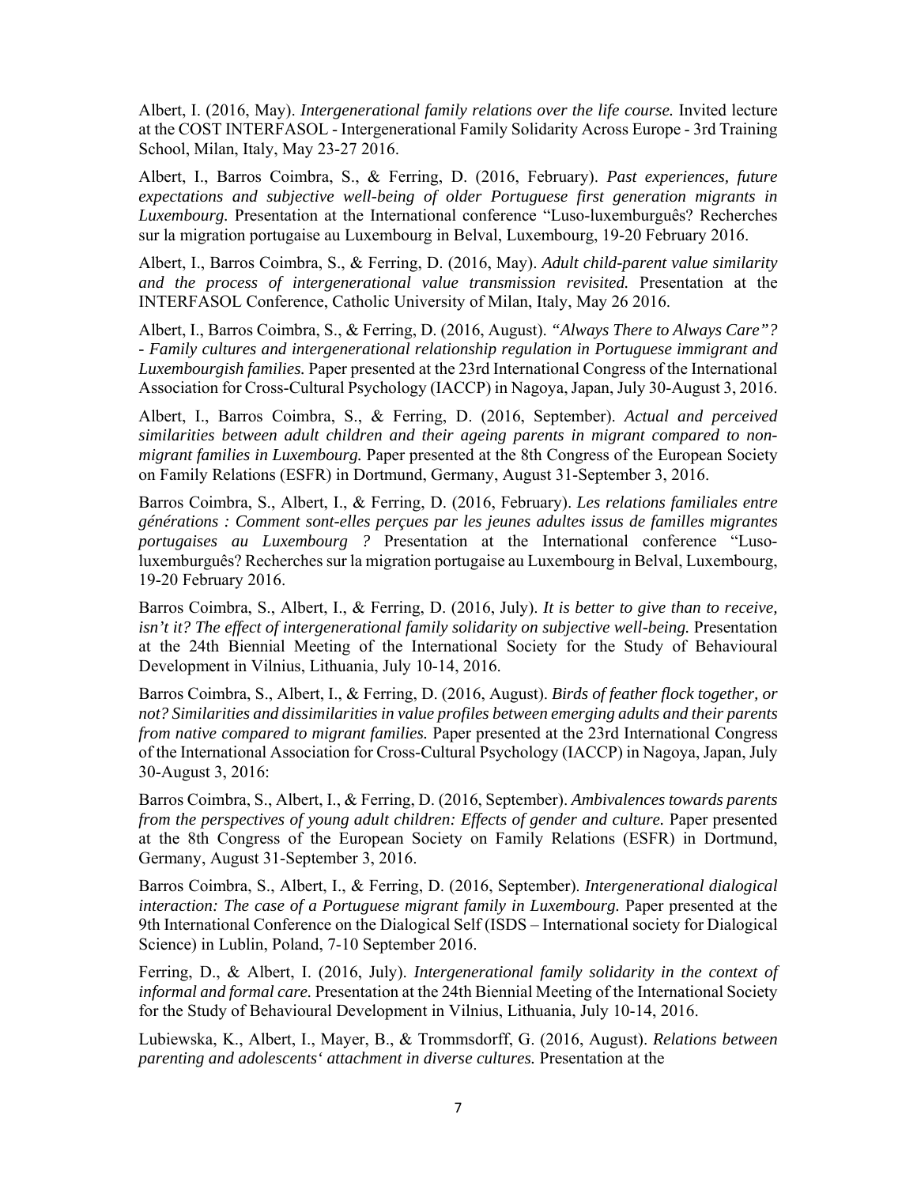Albert, I. (2016, May). *Intergenerational family relations over the life course.* Invited lecture at the COST INTERFASOL - Intergenerational Family Solidarity Across Europe - 3rd Training School, Milan, Italy, May 23-27 2016.

Albert, I., Barros Coimbra, S., & Ferring, D. (2016, February). *Past experiences, future expectations and subjective well-being of older Portuguese first generation migrants in Luxembourg.* Presentation at the International conference "Luso-luxemburguês? Recherches sur la migration portugaise au Luxembourg in Belval, Luxembourg, 19-20 February 2016.

Albert, I., Barros Coimbra, S., & Ferring, D. (2016, May). *Adult child-parent value similarity and the process of intergenerational value transmission revisited.* Presentation at the INTERFASOL Conference, Catholic University of Milan, Italy, May 26 2016.

Albert, I., Barros Coimbra, S., & Ferring, D. (2016, August). *"Always There to Always Care"? - Family cultures and intergenerational relationship regulation in Portuguese immigrant and Luxembourgish families.* Paper presented at the 23rd International Congress of the International Association for Cross-Cultural Psychology (IACCP) in Nagoya, Japan, July 30-August 3, 2016.

Albert, I., Barros Coimbra, S., & Ferring, D. (2016, September). *Actual and perceived similarities between adult children and their ageing parents in migrant compared to non-migrant families in Luxembourg.* Paper presented at the 8th Congress of the European Society on Family Relations (ESFR) in Dortmund, Germany, August 31-September 3, 2016.

Barros Coimbra, S., Albert, I., & Ferring, D. (2016, February). *Les relations familiales entre générations : Comment sont-elles perçues par les jeunes adultes issus de familles migrantes portugaises au Luxembourg ?* Presentation at the International conference "Luso-luxemburguês? Recherches sur la migration portugaise au Luxembourg in Belval, Luxembourg, 19-20 February 2016.

Barros Coimbra, S., Albert, I., & Ferring, D. (2016, July). *It is better to give than to receive, isn't it? The effect of intergenerational family solidarity on subjective well-being.* Presentation at the 24th Biennial Meeting of the International Society for the Study of Behavioural Development in Vilnius, Lithuania, July 10-14, 2016.

Barros Coimbra, S., Albert, I., & Ferring, D. (2016, August). *Birds of feather flock together, or not? Similarities and dissimilarities in value profiles between emerging adults and their parents from native compared to migrant families.* Paper presented at the 23rd International Congress of the International Association for Cross-Cultural Psychology (IACCP) in Nagoya, Japan, July 30-August 3, 2016:

Barros Coimbra, S., Albert, I., & Ferring, D. (2016, September). *Ambivalences towards parents from the perspectives of young adult children: Effects of gender and culture.* Paper presented at the 8th Congress of the European Society on Family Relations (ESFR) in Dortmund, Germany, August 31-September 3, 2016.

Barros Coimbra, S., Albert, I., & Ferring, D. (2016, September). *Intergenerational dialogical interaction: The case of a Portuguese migrant family in Luxembourg.* Paper presented at the 9th International Conference on the Dialogical Self (ISDS – International society for Dialogical Science) in Lublin, Poland, 7-10 September 2016.

Ferring, D., & Albert, I. (2016, July). *Intergenerational family solidarity in the context of informal and formal care.* Presentation at the 24th Biennial Meeting of the International Society for the Study of Behavioural Development in Vilnius, Lithuania, July 10-14, 2016.

Lubiewska, K., Albert, I., Mayer, B., & Trommsdorff, G. (2016, August). *Relations between parenting and adolescents' attachment in diverse cultures.* Presentation at the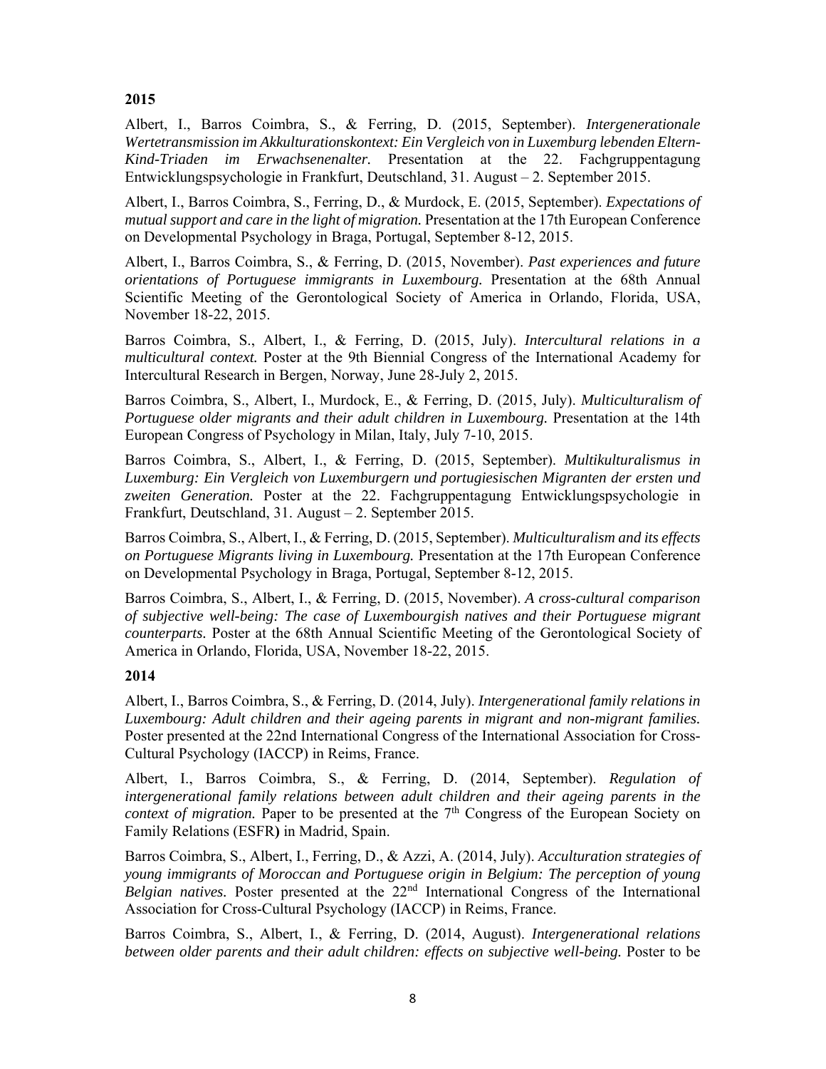**2015**

Albert, I., Barros Coimbra, S., & Ferring, D. (2015, September). *Intergenerationale Wertetransmission im Akkulturationskontext: Ein Vergleich von in Luxemburg lebenden Eltern-Kind-Triaden im Erwachsenenalter.* Presentation at the 22. Fachgruppentagung Entwicklungspsychologie in Frankfurt, Deutschland, 31. August – 2. September 2015.

Albert, I., Barros Coimbra, S., Ferring, D., & Murdock, E. (2015, September). *Expectations of mutual support and care in the light of migration.* Presentation at the 17th European Conference on Developmental Psychology in Braga, Portugal, September 8-12, 2015.

Albert, I., Barros Coimbra, S., & Ferring, D. (2015, November). *Past experiences and future orientations of Portuguese immigrants in Luxembourg.* Presentation at the 68th Annual Scientific Meeting of the Gerontological Society of America in Orlando, Florida, USA, November 18-22, 2015.

Barros Coimbra, S., Albert, I., & Ferring, D. (2015, July). *Intercultural relations in a multicultural context.* Poster at the 9th Biennial Congress of the International Academy for Intercultural Research in Bergen, Norway, June 28-July 2, 2015.

Barros Coimbra, S., Albert, I., Murdock, E., & Ferring, D. (2015, July). *Multiculturalism of Portuguese older migrants and their adult children in Luxembourg.* Presentation at the 14th European Congress of Psychology in Milan, Italy, July 7-10, 2015.

Barros Coimbra, S., Albert, I., & Ferring, D. (2015, September). *Multikulturalismus in Luxemburg: Ein Vergleich von Luxemburgern und portugiesischen Migranten der ersten und zweiten Generation.* Poster at the 22. Fachgruppentagung Entwicklungspsychologie in Frankfurt, Deutschland, 31. August – 2. September 2015.

Barros Coimbra, S., Albert, I., & Ferring, D. (2015, September). *Multiculturalism and its effects on Portuguese Migrants living in Luxembourg.* Presentation at the 17th European Conference on Developmental Psychology in Braga, Portugal, September 8-12, 2015.

Barros Coimbra, S., Albert, I., & Ferring, D. (2015, November). *A cross-cultural comparison of subjective well-being: The case of Luxembourgish natives and their Portuguese migrant counterparts.* Poster at the 68th Annual Scientific Meeting of the Gerontological Society of America in Orlando, Florida, USA, November 18-22, 2015.

**2014**

Albert, I., Barros Coimbra, S., & Ferring, D. (2014, July). *Intergenerational family relations in Luxembourg: Adult children and their ageing parents in migrant and non-migrant families.* Poster presented at the 22nd International Congress of the International Association for Cross-Cultural Psychology (IACCP) in Reims, France.

Albert, I., Barros Coimbra, S., & Ferring, D. (2014, September). *Regulation of intergenerational family relations between adult children and their ageing parents in the context of migration.* Paper to be presented at the 7th Congress of the European Society on Family Relations (ESFR**)** in Madrid, Spain.

Barros Coimbra, S., Albert, I., Ferring, D., & Azzi, A. (2014, July). *Acculturation strategies of young immigrants of Moroccan and Portuguese origin in Belgium: The perception of young Belgian natives.* Poster presented at the 22nd International Congress of the International Association for Cross-Cultural Psychology (IACCP) in Reims, France.

Barros Coimbra, S., Albert, I., & Ferring, D. (2014, August). *Intergenerational relations between older parents and their adult children: effects on subjective well-being.* Poster to be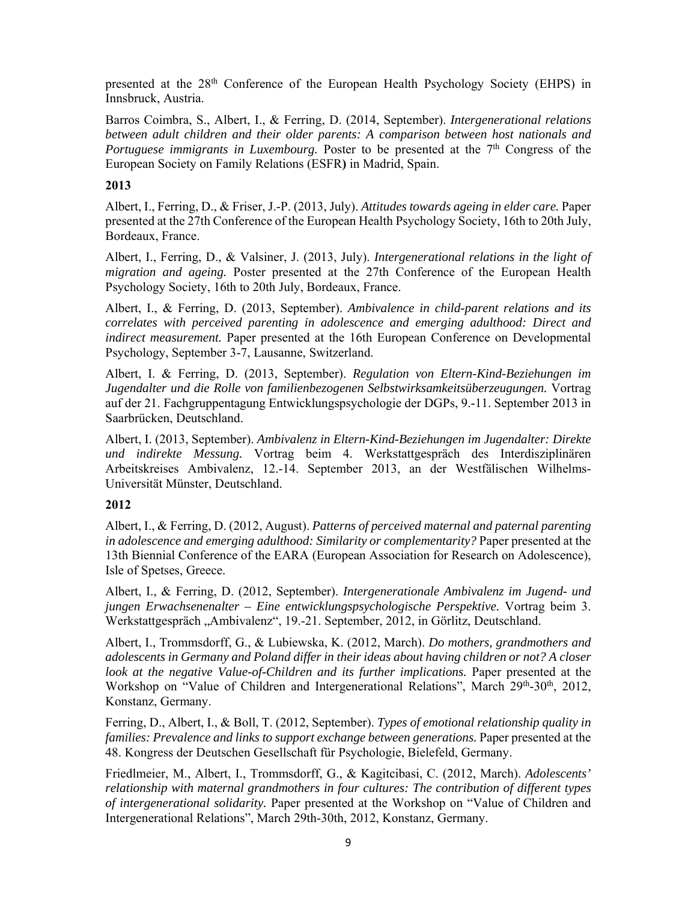presented at the 28th Conference of the European Health Psychology Society (EHPS) in Innsbruck, Austria.

Barros Coimbra, S., Albert, I., & Ferring, D. (2014, September). *Intergenerational relations between adult children and their older parents: A comparison between host nationals and Portuguese immigrants in Luxembourg.* Poster to be presented at the 7th Congress of the European Society on Family Relations (ESFR**)** in Madrid, Spain.

**2013**

Albert, I., Ferring, D., & Friser, J.-P. (2013, July). *Attitudes towards ageing in elder care.* Paper presented at the 27th Conference of the European Health Psychology Society, 16th to 20th July, Bordeaux, France.

Albert, I., Ferring, D., & Valsiner, J. (2013, July). *Intergenerational relations in the light of migration and ageing.* Poster presented at the 27th Conference of the European Health Psychology Society, 16th to 20th July, Bordeaux, France.

Albert, I., & Ferring, D. (2013, September). *Ambivalence in child-parent relations and its correlates with perceived parenting in adolescence and emerging adulthood: Direct and indirect measurement.* Paper presented at the 16th European Conference on Developmental Psychology, September 3-7, Lausanne, Switzerland.

Albert, I. & Ferring, D. (2013, September). *Regulation von Eltern-Kind-Beziehungen im Jugendalter und die Rolle von familienbezogenen Selbstwirksamkeitsüberzeugungen.* Vortrag auf der 21. Fachgruppentagung Entwicklungspsychologie der DGPs, 9.-11. September 2013 in Saarbrücken, Deutschland.

Albert, I. (2013, September). *Ambivalenz in Eltern-Kind-Beziehungen im Jugendalter: Direkte und indirekte Messung.* Vortrag beim 4. Werkstattgespräch des Interdisziplinären Arbeitskreises Ambivalenz, 12.-14. September 2013, an der Westfälischen Wilhelms-Universität Münster, Deutschland.

**2012**

Albert, I., & Ferring, D. (2012, August). *Patterns of perceived maternal and paternal parenting in adolescence and emerging adulthood: Similarity or complementarity?* Paper presented at the 13th Biennial Conference of the EARA (European Association for Research on Adolescence), Isle of Spetses, Greece.

Albert, I., & Ferring, D. (2012, September). *Intergenerationale Ambivalenz im Jugend- und jungen Erwachsenenalter – Eine entwicklungspsychologische Perspektive.* Vortrag beim 3. Werkstattgespräch „Ambivalenz", 19.-21. September, 2012, in Görlitz, Deutschland.

Albert, I., Trommsdorff, G., & Lubiewska, K. (2012, March). *Do mothers, grandmothers and adolescents in Germany and Poland differ in their ideas about having children or not? A closer look at the negative Value-of-Children and its further implications.* Paper presented at the Workshop on "Value of Children and Intergenerational Relations", March 29th-30th, 2012, Konstanz, Germany.

Ferring, D., Albert, I., & Boll, T. (2012, September). *Types of emotional relationship quality in families: Prevalence and links to support exchange between generations.* Paper presented at the 48. Kongress der Deutschen Gesellschaft für Psychologie, Bielefeld, Germany.

Friedlmeier, M., Albert, I., Trommsdorff, G., & Kagitcibasi, C. (2012, March). *Adolescents' relationship with maternal grandmothers in four cultures: The contribution of different types of intergenerational solidarity.* Paper presented at the Workshop on "Value of Children and Intergenerational Relations", March 29th-30th, 2012, Konstanz, Germany.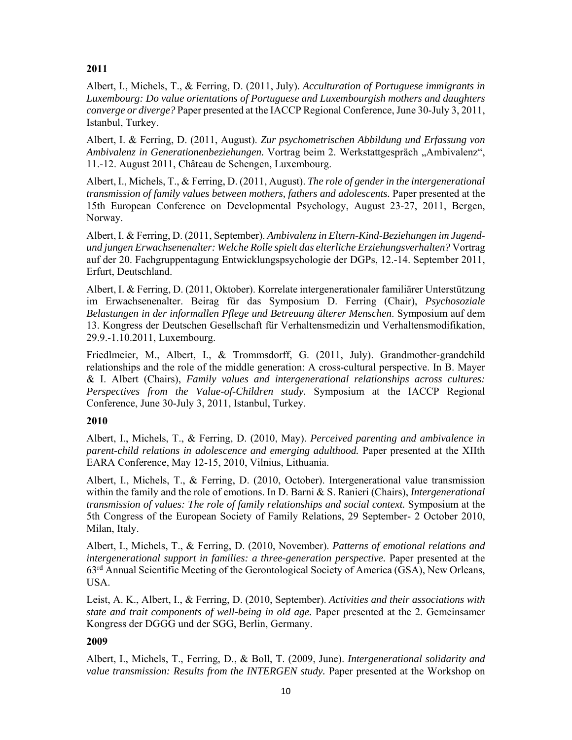**2011**

Albert, I., Michels, T., & Ferring, D. (2011, July). *Acculturation of Portuguese immigrants in Luxembourg: Do value orientations of Portuguese and Luxembourgish mothers and daughters converge or diverge?* Paper presented at the IACCP Regional Conference, June 30-July 3, 2011, Istanbul, Turkey.

Albert, I. & Ferring, D. (2011, August). *Zur psychometrischen Abbildung und Erfassung von Ambivalenz in Generationenbeziehungen.* Vortrag beim 2. Werkstattgespräch „Ambivalenz", 11.-12. August 2011, Château de Schengen, Luxembourg.

Albert, I., Michels, T., & Ferring, D. (2011, August). *The role of gender in the intergenerational transmission of family values between mothers, fathers and adolescents.* Paper presented at the 15th European Conference on Developmental Psychology, August 23-27, 2011, Bergen, Norway.

Albert, I. & Ferring, D. (2011, September). *Ambivalenz in Eltern-Kind-Beziehungen im Jugend- und jungen Erwachsenenalter: Welche Rolle spielt das elterliche Erziehungsverhalten?* Vortrag auf der 20. Fachgruppentagung Entwicklungspsychologie der DGPs, 12.-14. September 2011, Erfurt, Deutschland.

Albert, I. & Ferring, D. (2011, Oktober). Korrelate intergenerationaler familiärer Unterstützung im Erwachsenenalter. Beirag für das Symposium D. Ferring (Chair), *Psychosoziale Belastungen in der informallen Pflege und Betreuung älterer Menschen*. Symposium auf dem 13. Kongress der Deutschen Gesellschaft für Verhaltensmedizin und Verhaltensmodifikation, 29.9.-1.10.2011, Luxembourg.

Friedlmeier, M., Albert, I., & Trommsdorff, G. (2011, July). Grandmother-grandchild relationships and the role of the middle generation: A cross-cultural perspective. In B. Mayer & I. Albert (Chairs), *Family values and intergenerational relationships across cultures: Perspectives from the Value-of-Children study.* Symposium at the IACCP Regional Conference, June 30-July 3, 2011, Istanbul, Turkey.

**2010**

Albert, I., Michels, T., & Ferring, D. (2010, May). *Perceived parenting and ambivalence in parent-child relations in adolescence and emerging adulthood.* Paper presented at the XIIth EARA Conference, May 12-15, 2010, Vilnius, Lithuania.

Albert, I., Michels, T., & Ferring, D. (2010, October). Intergenerational value transmission within the family and the role of emotions. In D. Barni & S. Ranieri (Chairs), *Intergenerational transmission of values: The role of family relationships and social context.* Symposium at the 5th Congress of the European Society of Family Relations, 29 September- 2 October 2010, Milan, Italy.

Albert, I., Michels, T., & Ferring, D. (2010, November). *Patterns of emotional relations and intergenerational support in families: a three-generation perspective.* Paper presented at the 63rd Annual Scientific Meeting of the Gerontological Society of America (GSA), New Orleans, USA.

Leist, A. K., Albert, I., & Ferring, D. (2010, September). *Activities and their associations with state and trait components of well-being in old age.* Paper presented at the 2. Gemeinsamer Kongress der DGGG und der SGG, Berlin, Germany.

**2009**

Albert, I., Michels, T., Ferring, D., & Boll, T. (2009, June). *Intergenerational solidarity and value transmission: Results from the INTERGEN study.* Paper presented at the Workshop on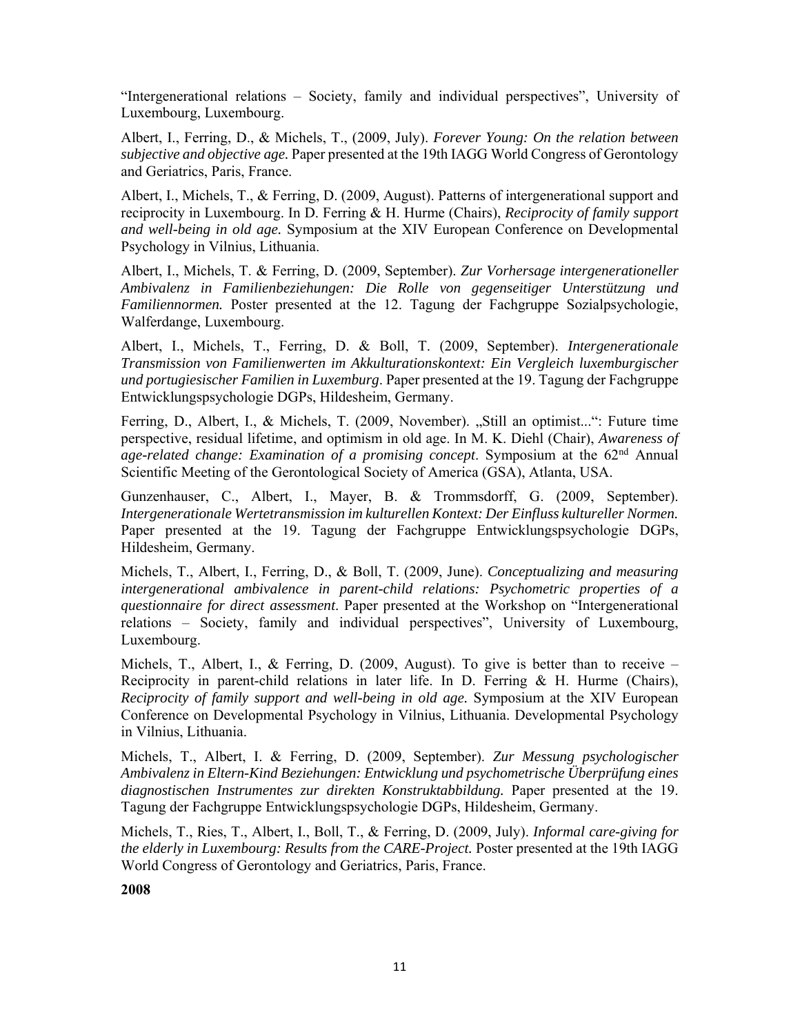"Intergenerational relations – Society, family and individual perspectives", University of Luxembourg, Luxembourg.

Albert, I., Ferring, D., & Michels, T., (2009, July). *Forever Young: On the relation between subjective and objective age.* Paper presented at the 19th IAGG World Congress of Gerontology and Geriatrics, Paris, France.

Albert, I., Michels, T., & Ferring, D. (2009, August). Patterns of intergenerational support and reciprocity in Luxembourg. In D. Ferring & H. Hurme (Chairs), *Reciprocity of family support and well-being in old age.* Symposium at the XIV European Conference on Developmental Psychology in Vilnius, Lithuania.

Albert, I., Michels, T. & Ferring, D. (2009, September). *Zur Vorhersage intergenerationeller Ambivalenz in Familienbeziehungen: Die Rolle von gegenseitiger Unterstützung und Familiennormen.* Poster presented at the 12. Tagung der Fachgruppe Sozialpsychologie, Walferdange, Luxembourg.

Albert, I., Michels, T., Ferring, D. & Boll, T. (2009, September). *Intergenerationale Transmission von Familienwerten im Akkulturationskontext: Ein Vergleich luxemburgischer und portugiesischer Familien in Luxemburg*. Paper presented at the 19. Tagung der Fachgruppe Entwicklungspsychologie DGPs, Hildesheim, Germany.

Ferring, D., Albert, I., & Michels, T. (2009, November). „Still an optimist...": Future time perspective, residual lifetime, and optimism in old age. In M. K. Diehl (Chair), *Awareness of age-related change: Examination of a promising concept*. Symposium at the 62nd Annual Scientific Meeting of the Gerontological Society of America (GSA), Atlanta, USA.

Gunzenhauser, C., Albert, I., Mayer, B. & Trommsdorff, G. (2009, September). *Intergenerationale Wertetransmission im kulturellen Kontext: Der Einfluss kultureller Normen.* Paper presented at the 19. Tagung der Fachgruppe Entwicklungspsychologie DGPs, Hildesheim, Germany.

Michels, T., Albert, I., Ferring, D., & Boll, T. (2009, June). *Conceptualizing and measuring intergenerational ambivalence in parent-child relations: Psychometric properties of a questionnaire for direct assessment*. Paper presented at the Workshop on "Intergenerational relations – Society, family and individual perspectives", University of Luxembourg, Luxembourg.

Michels, T., Albert, I., & Ferring, D. (2009, August). To give is better than to receive – Reciprocity in parent-child relations in later life. In D. Ferring & H. Hurme (Chairs), *Reciprocity of family support and well-being in old age.* Symposium at the XIV European Conference on Developmental Psychology in Vilnius, Lithuania. Developmental Psychology in Vilnius, Lithuania.

Michels, T., Albert, I. & Ferring, D. (2009, September). *Zur Messung psychologischer Ambivalenz in Eltern-Kind Beziehungen: Entwicklung und psychometrische Überprüfung eines diagnostischen Instrumentes zur direkten Konstruktabbildung.* Paper presented at the 19. Tagung der Fachgruppe Entwicklungspsychologie DGPs, Hildesheim, Germany.

Michels, T., Ries, T., Albert, I., Boll, T., & Ferring, D. (2009, July). *Informal care-giving for the elderly in Luxembourg: Results from the CARE-Project.* Poster presented at the 19th IAGG World Congress of Gerontology and Geriatrics, Paris, France.

**2008**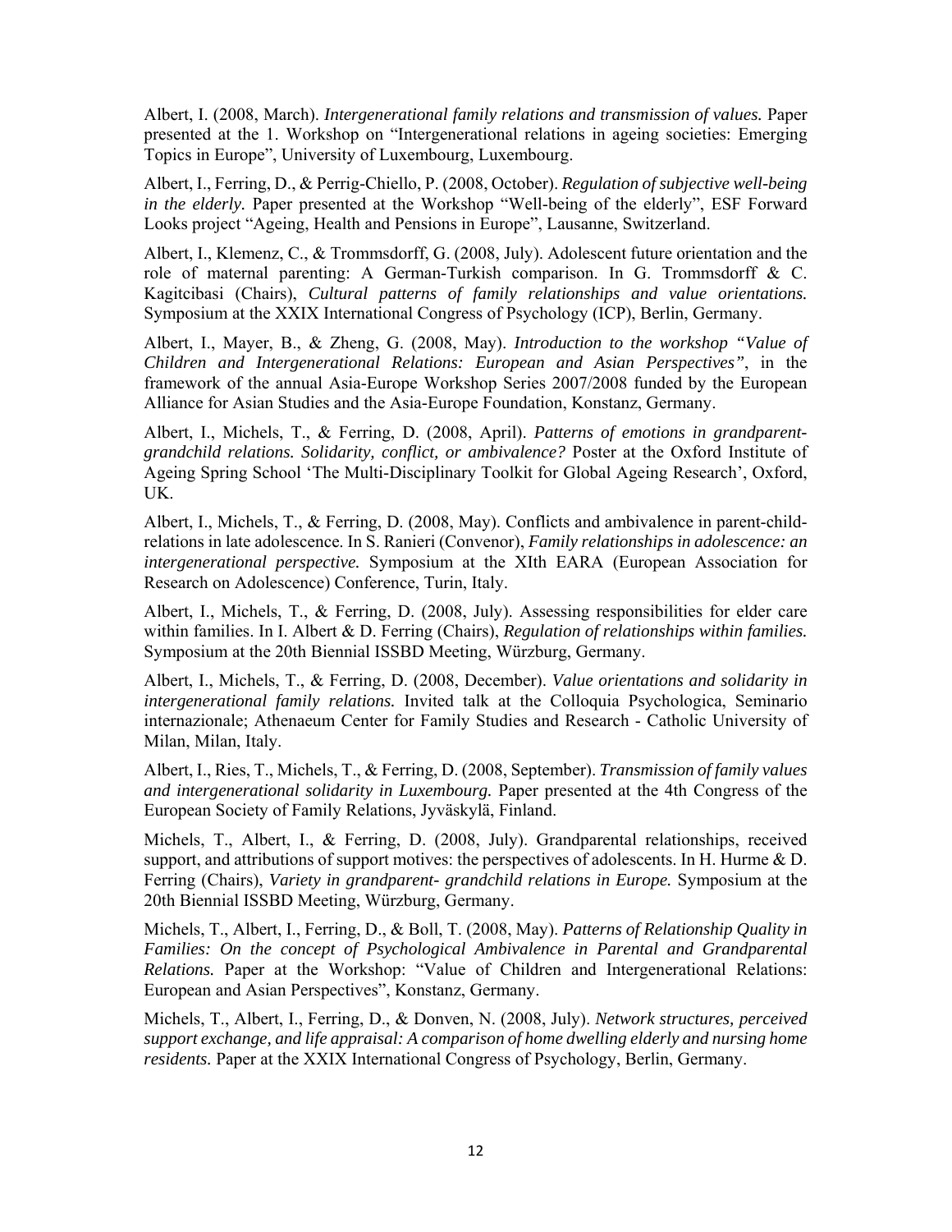Albert, I. (2008, March). *Intergenerational family relations and transmission of values.* Paper presented at the 1. Workshop on "Intergenerational relations in ageing societies: Emerging Topics in Europe", University of Luxembourg, Luxembourg.

Albert, I., Ferring, D., & Perrig-Chiello, P. (2008, October). *Regulation of subjective well-being in the elderly.* Paper presented at the Workshop "Well-being of the elderly", ESF Forward Looks project "Ageing, Health and Pensions in Europe", Lausanne, Switzerland.

Albert, I., Klemenz, C., & Trommsdorff, G. (2008, July). Adolescent future orientation and the role of maternal parenting: A German-Turkish comparison. In G. Trommsdorff & C. Kagitcibasi (Chairs), *Cultural patterns of family relationships and value orientations.* Symposium at the XXIX International Congress of Psychology (ICP), Berlin, Germany.

Albert, I., Mayer, B., & Zheng, G. (2008, May). *Introduction to the workshop "Value of Children and Intergenerational Relations: European and Asian Perspectives"*, in the framework of the annual Asia-Europe Workshop Series 2007/2008 funded by the European Alliance for Asian Studies and the Asia-Europe Foundation, Konstanz, Germany.

Albert, I., Michels, T., & Ferring, D. (2008, April). *Patterns of emotions in grandparent-grandchild relations. Solidarity, conflict, or ambivalence?* Poster at the Oxford Institute of Ageing Spring School 'The Multi-Disciplinary Toolkit for Global Ageing Research', Oxford, UK.

Albert, I., Michels, T., & Ferring, D. (2008, May). Conflicts and ambivalence in parent-child-relations in late adolescence. In S. Ranieri (Convenor), *Family relationships in adolescence: an intergenerational perspective.* Symposium at the XIth EARA (European Association for Research on Adolescence) Conference, Turin, Italy.

Albert, I., Michels, T., & Ferring, D. (2008, July). Assessing responsibilities for elder care within families. In I. Albert & D. Ferring (Chairs), *Regulation of relationships within families.* Symposium at the 20th Biennial ISSBD Meeting, Würzburg, Germany.

Albert, I., Michels, T., & Ferring, D. (2008, December). *Value orientations and solidarity in intergenerational family relations.* Invited talk at the Colloquia Psychologica, Seminario internazionale; Athenaeum Center for Family Studies and Research - Catholic University of Milan, Milan, Italy.

Albert, I., Ries, T., Michels, T., & Ferring, D. (2008, September). *Transmission of family values and intergenerational solidarity in Luxembourg.* Paper presented at the 4th Congress of the European Society of Family Relations, Jyväskylä, Finland.

Michels, T., Albert, I., & Ferring, D. (2008, July). Grandparental relationships, received support, and attributions of support motives: the perspectives of adolescents. In H. Hurme & D. Ferring (Chairs), *Variety in grandparent- grandchild relations in Europe.* Symposium at the 20th Biennial ISSBD Meeting, Würzburg, Germany.

Michels, T., Albert, I., Ferring, D., & Boll, T. (2008, May). *Patterns of Relationship Quality in Families: On the concept of Psychological Ambivalence in Parental and Grandparental Relations.* Paper at the Workshop: "Value of Children and Intergenerational Relations: European and Asian Perspectives", Konstanz, Germany.

Michels, T., Albert, I., Ferring, D., & Donven, N. (2008, July). *Network structures, perceived support exchange, and life appraisal: A comparison of home dwelling elderly and nursing home residents.* Paper at the XXIX International Congress of Psychology, Berlin, Germany.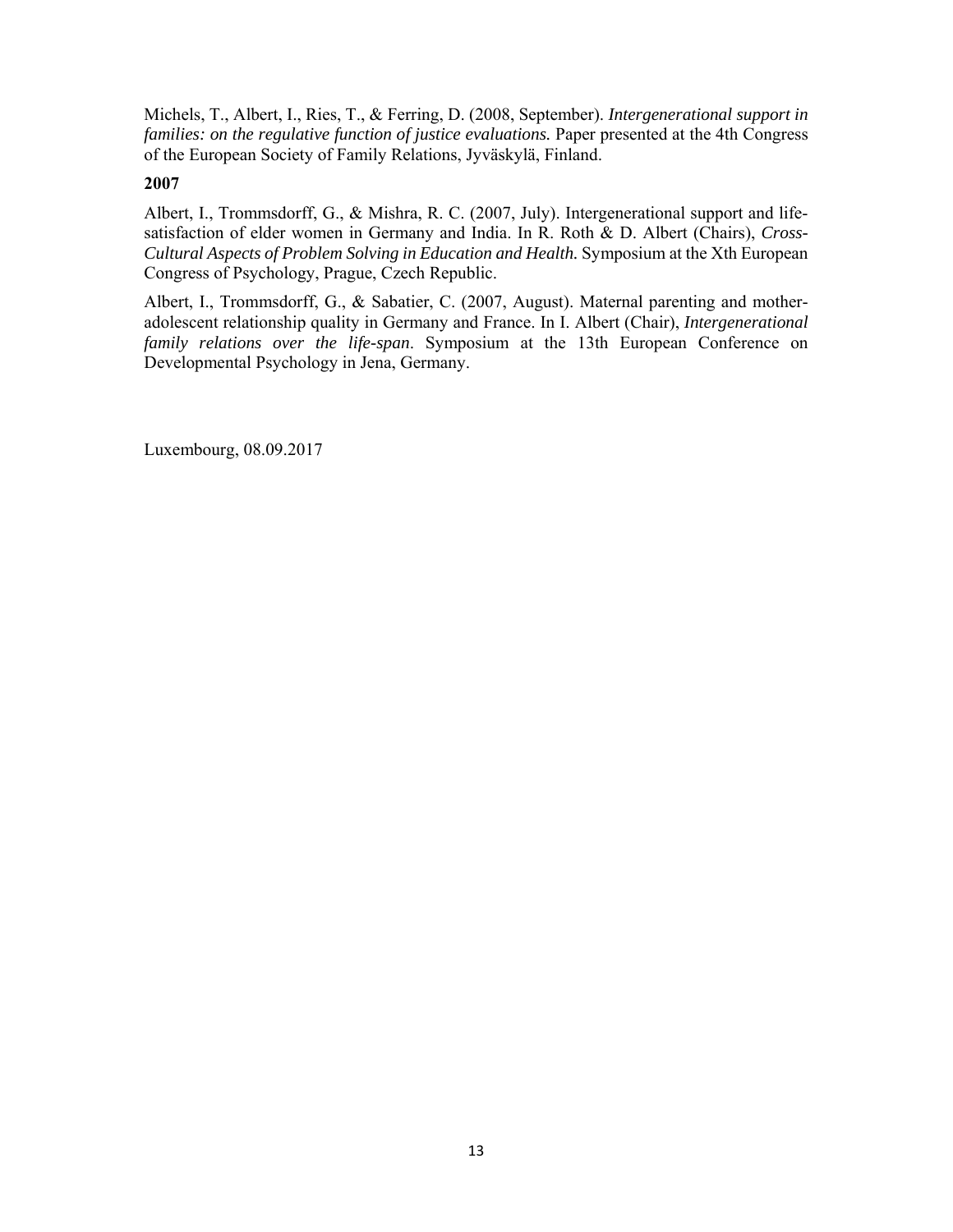Michels, T., Albert, I., Ries, T., & Ferring, D. (2008, September). *Intergenerational support in families: on the regulative function of justice evaluations.* Paper presented at the 4th Congress of the European Society of Family Relations, Jyväskylä, Finland.

**2007**

Albert, I., Trommsdorff, G., & Mishra, R. C. (2007, July). Intergenerational support and life-satisfaction of elder women in Germany and India. In R. Roth & D. Albert (Chairs), *Cross-Cultural Aspects of Problem Solving in Education and Health.* Symposium at the Xth European Congress of Psychology, Prague, Czech Republic.

Albert, I., Trommsdorff, G., & Sabatier, C. (2007, August). Maternal parenting and mother-adolescent relationship quality in Germany and France. In I. Albert (Chair), *Intergenerational family relations over the life-span*. Symposium at the 13th European Conference on Developmental Psychology in Jena, Germany.

Luxembourg, 08.09.2017